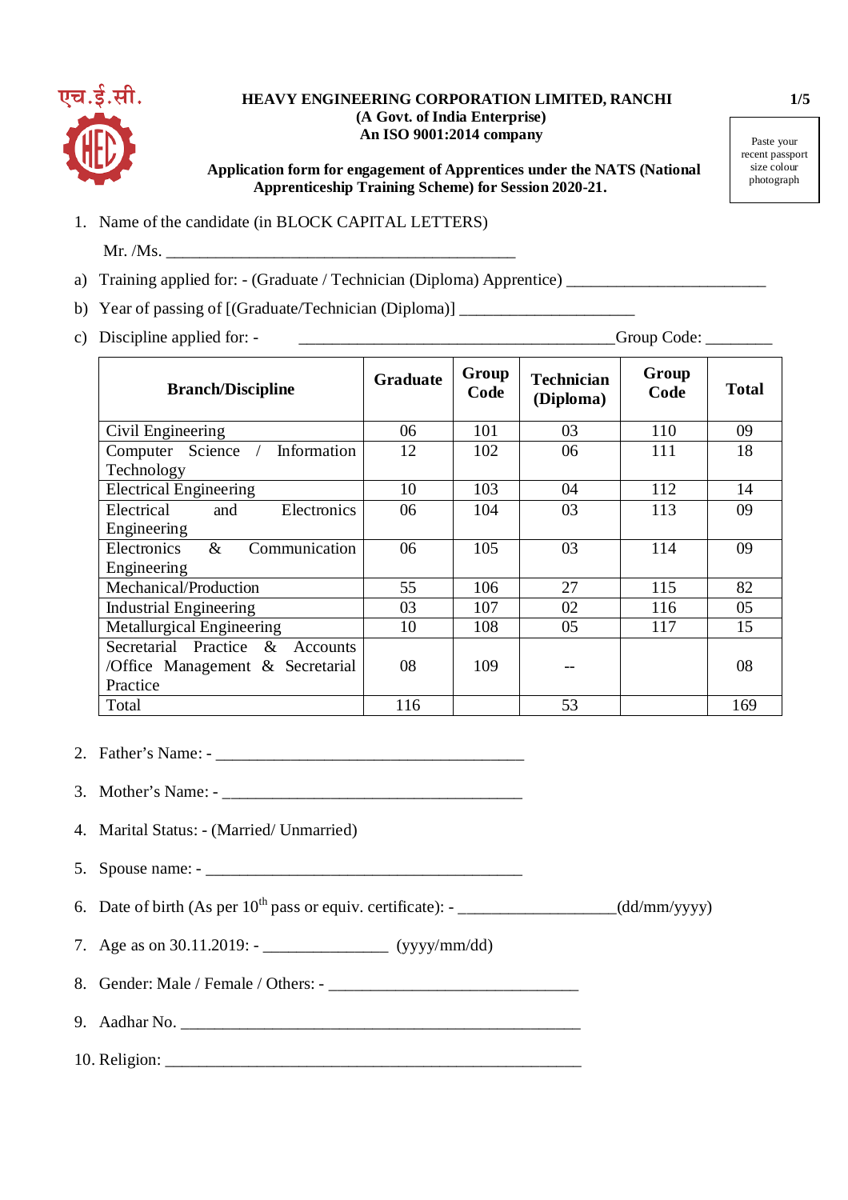एच.ई.सी.

**HEAVY ENGINEERING CORPORATION LIMITED, RANCHI**
**(A Govt. of India Enterprise)**
**An ISO 9001:2014 company**

**Application form for engagement of Apprentices under the NATS (National Apprenticeship Training Scheme) for Session 2020-21.**

Paste your recent passport size colour photograph

1. Name of the candidate (in BLOCK CAPITAL LETTERS)

   Mr. /Ms. ___________________________________________

a) Training applied for: - (Graduate / Technician (Diploma) Apprentice) ________________________

b) Year of passing of [(Graduate/Technician (Diploma)] _____________________

c) Discipline applied for: - _______________________________________Group Code: ________

| Branch/Discipline | Graduate | Group Code | Technician (Diploma) | Group Code | Total |
|---|---|---|---|---|---|
| Civil Engineering | 06 | 101 | 03 | 110 | 09 |
| Computer Science / Information Technology | 12 | 102 | 06 | 111 | 18 |
| Electrical Engineering | 10 | 103 | 04 | 112 | 14 |
| Electrical and Electronics Engineering | 06 | 104 | 03 | 113 | 09 |
| Electronics & Communication Engineering | 06 | 105 | 03 | 114 | 09 |
| Mechanical/Production | 55 | 106 | 27 | 115 | 82 |
| Industrial Engineering | 03 | 107 | 02 | 116 | 05 |
| Metallurgical Engineering | 10 | 108 | 05 | 117 | 15 |
| Secretarial Practice & Accounts /Office Management & Secretarial Practice | 08 | 109 | -- | | 08 |
| Total | 116 | | 53 | | 169 |

2. Father's Name: - ______________________________________

3. Mother's Name: - ____________________________________

4. Marital Status: - (Married/ Unmarried)

5. Spouse name: - _______________________________________

6. Date of birth (As per 10th pass or equiv. certificate): - ___________________(dd/mm/yyyy)

7. Age as on 30.11.2019: - _______________ (yyyy/mm/dd)

8. Gender: Male / Female / Others: - ______________________________

9. Aadhar No. ___________________________________________________

10. Religion: ____________________________________________________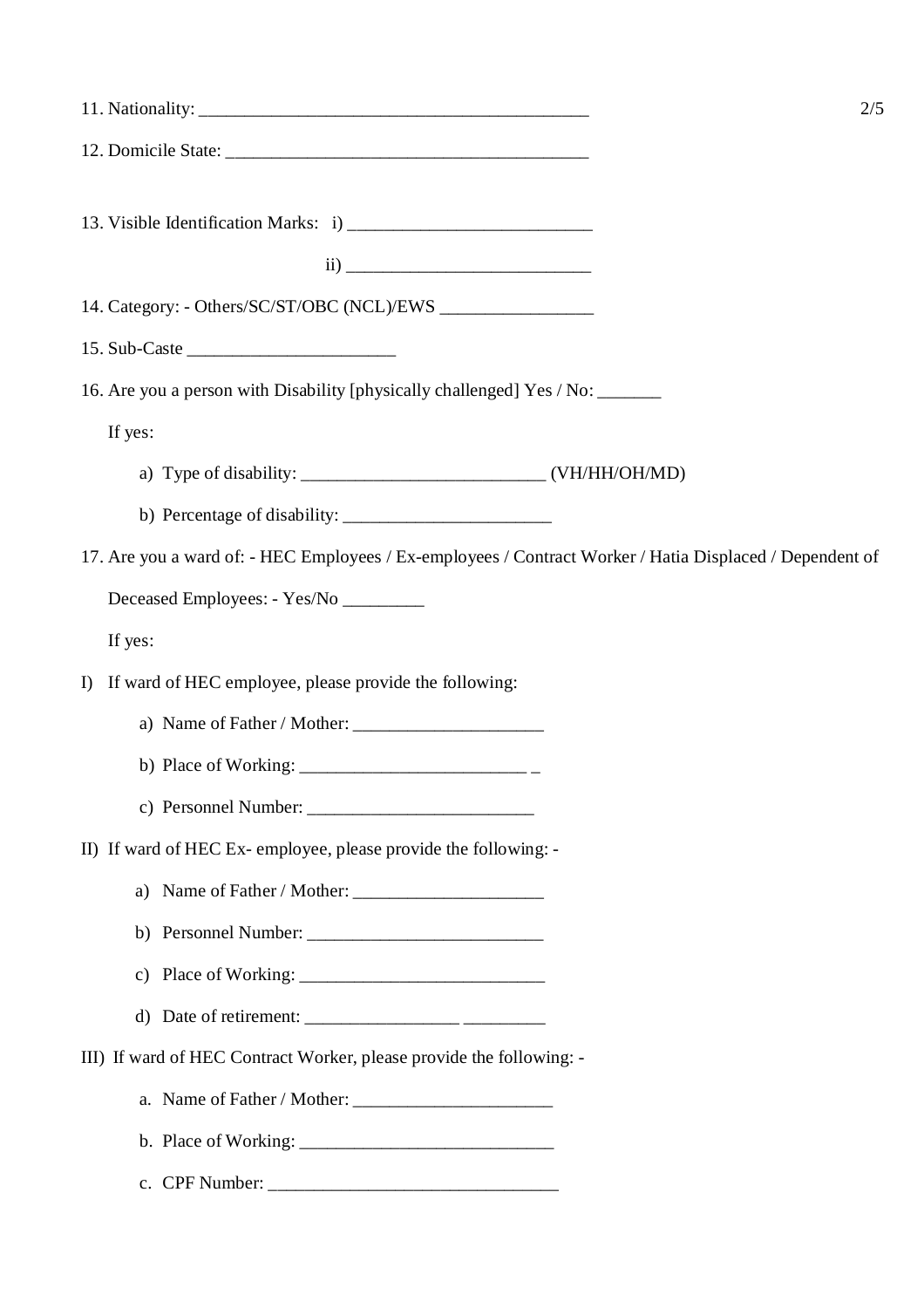11. Nationality: ____________________________________________

12. Domicile State: ________________________________________

13. Visible Identification Marks: i) ___________________________

ii) ___________________________

14. Category: - Others/SC/ST/OBC (NCL)/EWS _________________

15. Sub-Caste _______________________

16. Are you a person with Disability [physically challenged] Yes / No: _______

If yes:

a) Type of disability: ___________________________ (VH/HH/OH/MD)

b) Percentage of disability: _______________________

17. Are you a ward of: - HEC Employees / Ex-employees / Contract Worker / Hatia Displaced / Dependent of Deceased Employees: - Yes/No _________

If yes:

I) If ward of HEC employee, please provide the following:

a) Name of Father / Mother: _____________________

b) Place of Working: _________________________ _

c) Personnel Number: _________________________

II) If ward of HEC Ex- employee, please provide the following: -

a) Name of Father / Mother: _____________________

b) Personnel Number: __________________________

c) Place of Working: ___________________________

d) Date of retirement: _________________ _________

III) If ward of HEC Contract Worker, please provide the following: -

a. Name of Father / Mother: ______________________

b. Place of Working: ____________________________

c. CPF Number: ________________________________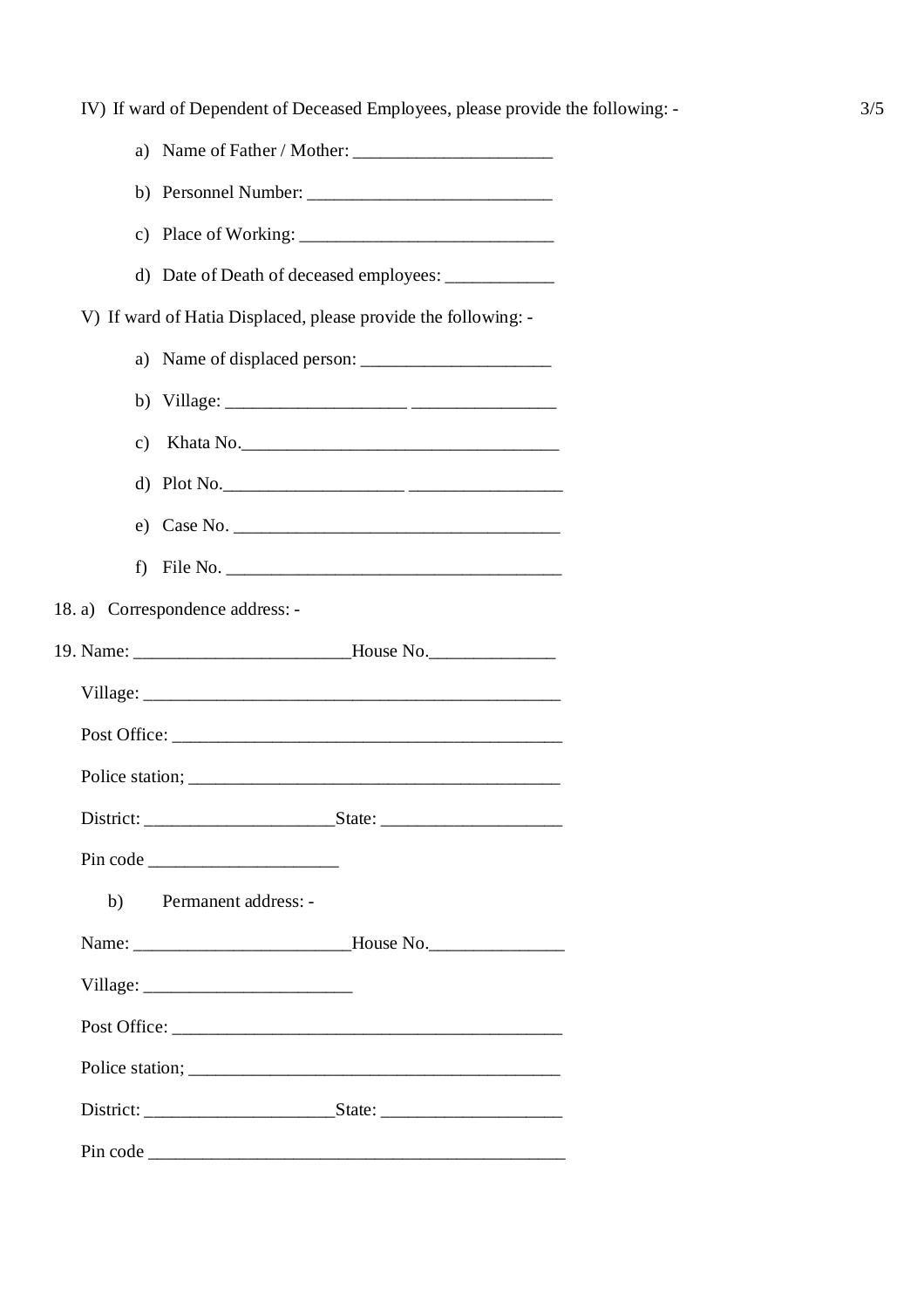IV) If ward of Dependent of Deceased Employees, please provide the following: -

a) Name of Father / Mother: ______________________

b) Personnel Number: ___________________________

c) Place of Working: ____________________________

d) Date of Death of deceased employees: ____________

V) If ward of Hatia Displaced, please provide the following: -

a) Name of displaced person: _____________________

b) Village: ___________________ ________________

c) Khata No.___________________________________

d) Plot No.____________________ _________________

e) Case No. ____________________________________

f) File No. _____________________________________

18. a) Correspondence address: -

19. Name: ________________________House No.______________

Village: ________________________________________________

Post Office: _____________________________________________

Police station; ___________________________________________

District: _____________________State: ____________________

Pin code _____________________

b) Permanent address: -

Name: ________________________House No._______________

Village: ________________________

Post Office: _____________________________________________

Police station; ___________________________________________

District: _____________________State: ____________________

Pin code _______________________________________________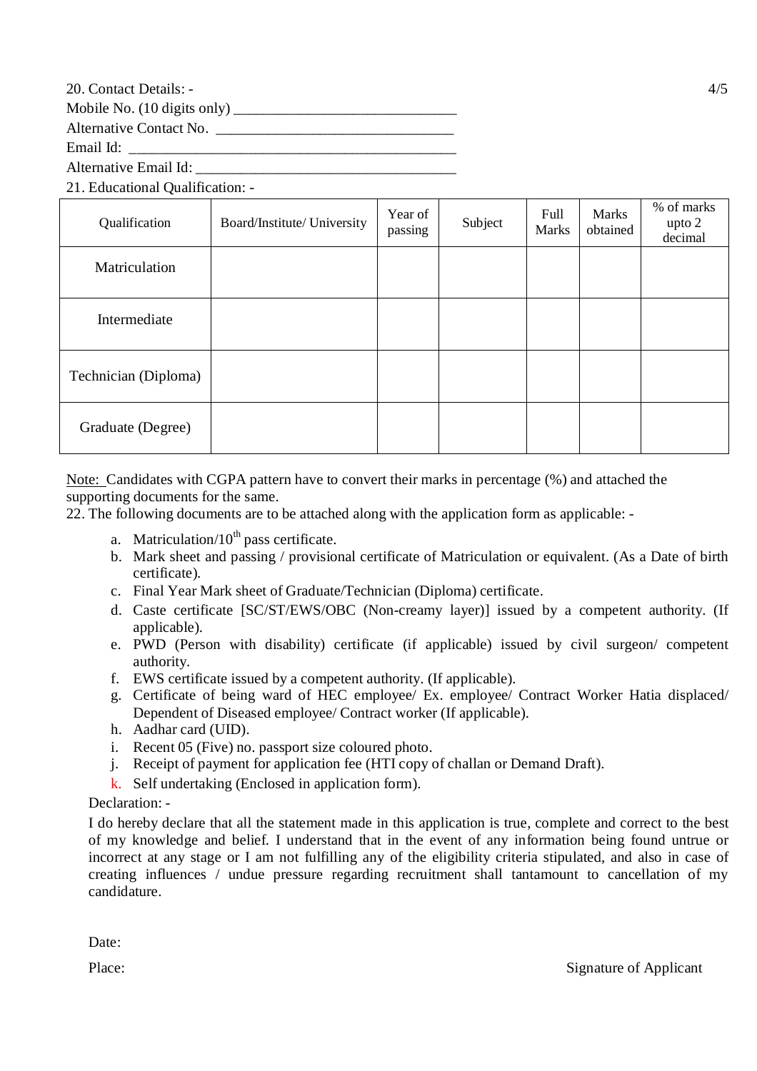20. Contact Details: -

Mobile No. (10 digits only) ______________________________

Alternative Contact No. ________________________________

Email Id: ___________________________________________

Alternative Email Id: __________________________________

21. Educational Qualification: -

| Qualification | Board/Institute/ University | Year of passing | Subject | Full Marks | Marks obtained | % of marks upto 2 decimal |
|---|---|---|---|---|---|---|
| Matriculation | | | | | | |
| Intermediate | | | | | | |
| Technician (Diploma) | | | | | | |
| Graduate (Degree) | | | | | | |

Note: Candidates with CGPA pattern have to convert their marks in percentage (%) and attached the supporting documents for the same.

22. The following documents are to be attached along with the application form as applicable: -

a. Matriculation/$10^{th}$ pass certificate.
b. Mark sheet and passing / provisional certificate of Matriculation or equivalent. (As a Date of birth certificate).
c. Final Year Mark sheet of Graduate/Technician (Diploma) certificate.
d. Caste certificate [SC/ST/EWS/OBC (Non-creamy layer)] issued by a competent authority. (If applicable).
e. PWD (Person with disability) certificate (if applicable) issued by civil surgeon/ competent authority.
f. EWS certificate issued by a competent authority. (If applicable).
g. Certificate of being ward of HEC employee/ Ex. employee/ Contract Worker Hatia displaced/ Dependent of Diseased employee/ Contract worker (If applicable).
h. Aadhar card (UID).
i. Recent 05 (Five) no. passport size coloured photo.
j. Receipt of payment for application fee (HTI copy of challan or Demand Draft).
k. Self undertaking (Enclosed in application form).

Declaration: -

I do hereby declare that all the statement made in this application is true, complete and correct to the best of my knowledge and belief. I understand that in the event of any information being found untrue or incorrect at any stage or I am not fulfilling any of the eligibility criteria stipulated, and also in case of creating influences / undue pressure regarding recruitment shall tantamount to cancellation of my candidature.

Date:

Place: Signature of Applicant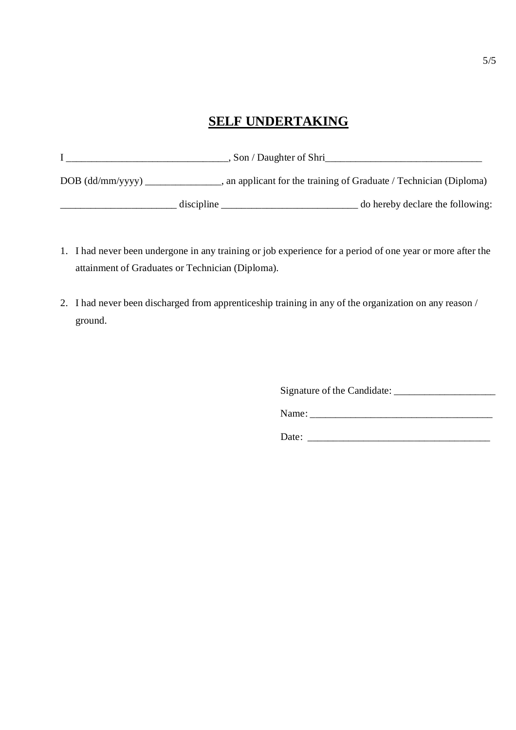## SELF UNDERTAKING

I _______________________________, Son / Daughter of Shri______________________________

DOB (dd/mm/yyyy) _______________, an applicant for the training of Graduate / Technician (Diploma)

______________________ discipline ___________________________ do hereby declare the following:

1. I had never been undergone in any training or job experience for a period of one year or more after the attainment of Graduates or Technician (Diploma).

2. I had never been discharged from apprenticeship training in any of the organization on any reason / ground.

Signature of the Candidate: ____________________

Name: ___________________________________

Date: ___________________________________